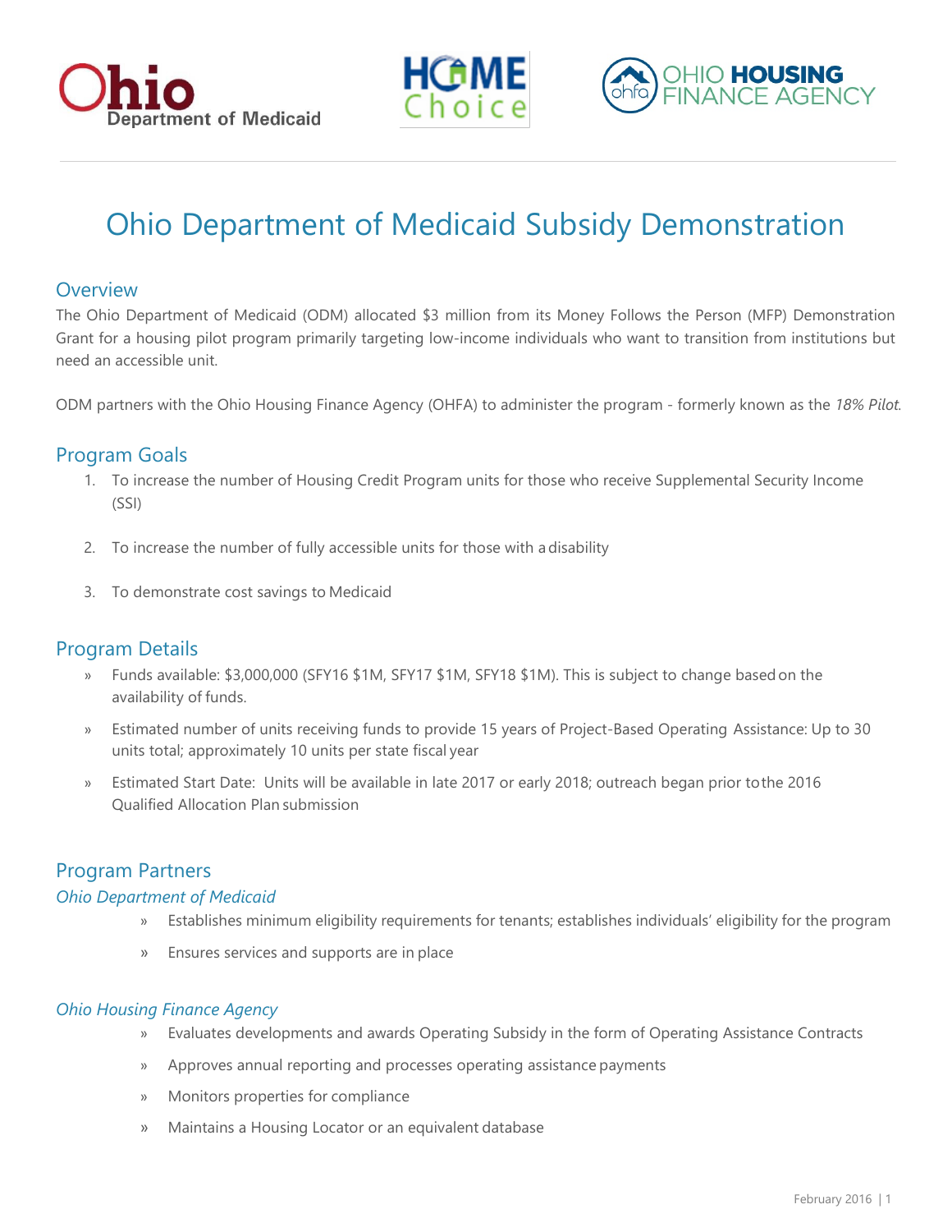# Ohio Department of Medicaid Subsidy Demonstration

## Overview

The Ohio Department of Medicaid (ODM) allocated $3 million from its Money Follows the Person (MFP) Demonstration Grant for a housing pilot program primarily targeting low-income individuals who want to transition from institutions but need an accessible unit.

ODM partners with the Ohio Housing Finance Agency (OHFA) to administer the program - formerly known as the *18% Pilot.*

## Program Goals

1. To increase the number of Housing Credit Program units for those who receive Supplemental Security Income (SSI)
2. To increase the number of fully accessible units for those with a disability
3. To demonstrate cost savings to Medicaid

## Program Details

- Funds available: $3,000,000 (SFY16 $1M, SFY17 $1M, SFY18 $1M). This is subject to change based on the availability of funds.
- Estimated number of units receiving funds to provide 15 years of Project-Based Operating Assistance: Up to 30 units total; approximately 10 units per state fiscal year
- Estimated Start Date: Units will be available in late 2017 or early 2018; outreach began prior to the 2016 Qualified Allocation Plan submission

## Program Partners

### *Ohio Department of Medicaid*

- Establishes minimum eligibility requirements for tenants; establishes individuals' eligibility for the program
- Ensures services and supports are in place

### *Ohio Housing Finance Agency*

- Evaluates developments and awards Operating Subsidy in the form of Operating Assistance Contracts
- Approves annual reporting and processes operating assistance payments
- Monitors properties for compliance
- Maintains a Housing Locator or an equivalent database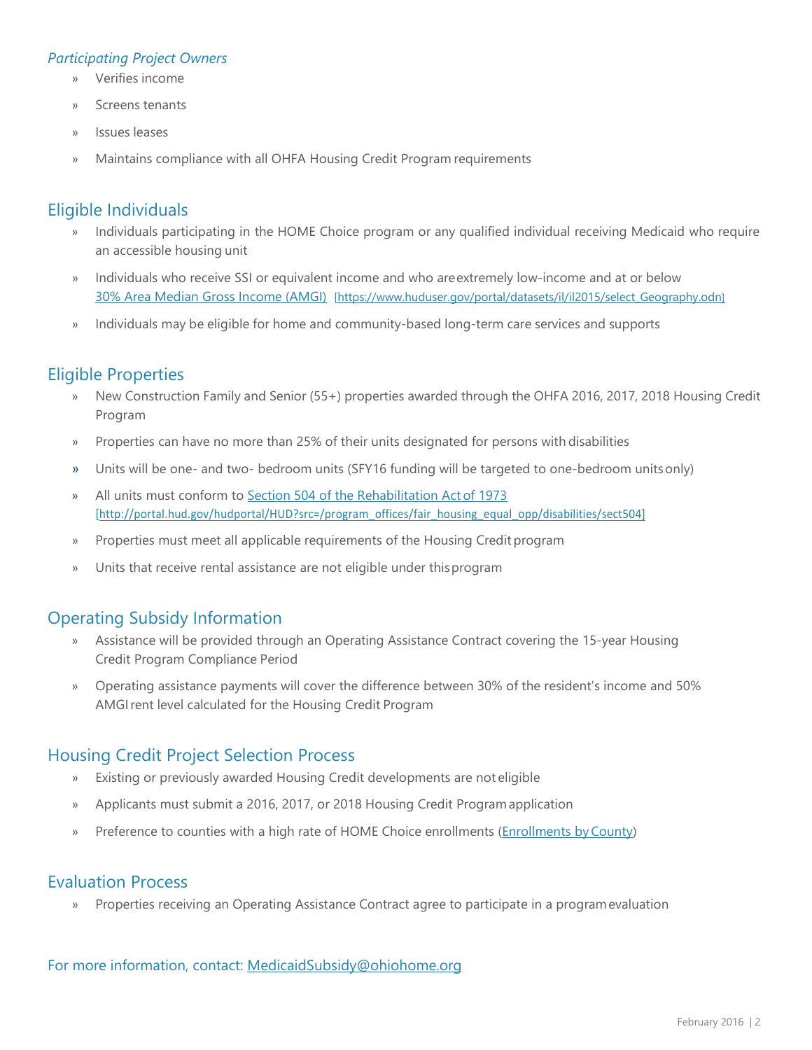*Participating Project Owners*

- Verifies income
- Screens tenants
- Issues leases
- Maintains compliance with all OHFA Housing Credit Program requirements

## Eligible Individuals

- Individuals participating in the HOME Choice program or any qualified individual receiving Medicaid who require an accessible housing unit
- Individuals who receive SSI or equivalent income and who are extremely low-income and at or below [30% Area Median Gross Income (AMGI)](https://www.huduser.gov/portal/datasets/il/il2015/select_Geography.odn) [https://www.huduser.gov/portal/datasets/il/il2015/select_Geography.odn]
- Individuals may be eligible for home and community-based long-term care services and supports

## Eligible Properties

- New Construction Family and Senior (55+) properties awarded through the OHFA 2016, 2017, 2018 Housing Credit Program
- Properties can have no more than 25% of their units designated for persons with disabilities
- Units will be one- and two- bedroom units (SFY16 funding will be targeted to one-bedroom units only)
- All units must conform to [Section 504 of the Rehabilitation Act of 1973](http://portal.hud.gov/hudportal/HUD?src=/program_offices/fair_housing_equal_opp/disabilities/sect504) [http://portal.hud.gov/hudportal/HUD?src=/program_offices/fair_housing_equal_opp/disabilities/sect504]
- Properties must meet all applicable requirements of the Housing Credit program
- Units that receive rental assistance are not eligible under this program

## Operating Subsidy Information

- Assistance will be provided through an Operating Assistance Contract covering the 15-year Housing Credit Program Compliance Period
- Operating assistance payments will cover the difference between 30% of the resident's income and 50% AMGI rent level calculated for the Housing Credit Program

## Housing Credit Project Selection Process

- Existing or previously awarded Housing Credit developments are not eligible
- Applicants must submit a 2016, 2017, or 2018 Housing Credit Program application
- Preference to counties with a high rate of HOME Choice enrollments (Enrollments by County)

## Evaluation Process

- Properties receiving an Operating Assistance Contract agree to participate in a program evaluation

For more information, contact: MedicaidSubsidy@ohiohome.org